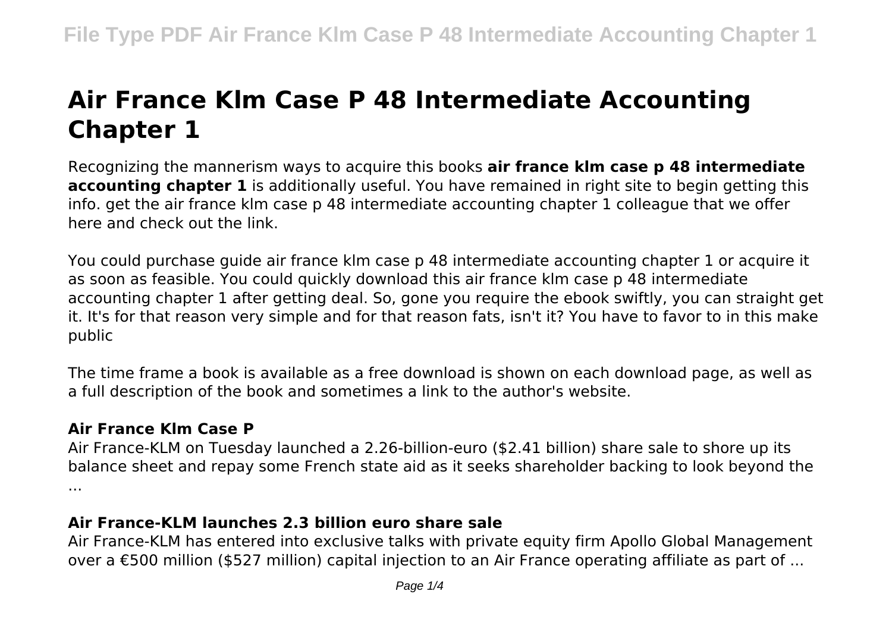# Air France Klm Case P 48 Intermediate Accounting Chapter 1

Recognizing the mannerism ways to acquire this books **air france klm case p 48 intermediate accounting chapter 1** is additionally useful. You have remained in right site to begin getting this info. get the air france klm case p 48 intermediate accounting chapter 1 colleague that we offer here and check out the link.

You could purchase guide air france klm case p 48 intermediate accounting chapter 1 or acquire it as soon as feasible. You could quickly download this air france klm case p 48 intermediate accounting chapter 1 after getting deal. So, gone you require the ebook swiftly, you can straight get it. It's for that reason very simple and for that reason fats, isn't it? You have to favor to in this make public

The time frame a book is available as a free download is shown on each download page, as well as a full description of the book and sometimes a link to the author's website.

### Air France Klm Case P

Air France-KLM on Tuesday launched a 2.26-billion-euro ($2.41 billion) share sale to shore up its balance sheet and repay some French state aid as it seeks shareholder backing to look beyond the ...

### Air France-KLM launches 2.3 billion euro share sale

Air France-KLM has entered into exclusive talks with private equity firm Apollo Global Management over a €500 million ($527 million) capital injection to an Air France operating affiliate as part of ...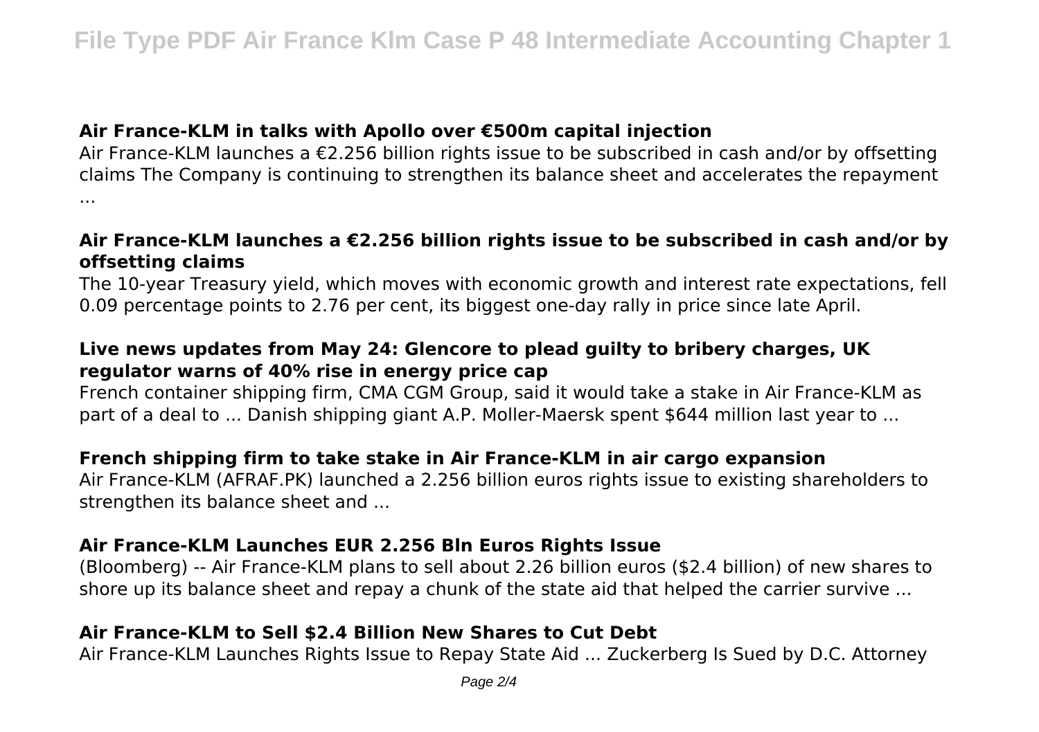### Air France-KLM in talks with Apollo over €500m capital injection

Air France-KLM launches a €2.256 billion rights issue to be subscribed in cash and/or by offsetting claims The Company is continuing to strengthen its balance sheet and accelerates the repayment ...

### Air France-KLM launches a €2.256 billion rights issue to be subscribed in cash and/or by offsetting claims

The 10-year Treasury yield, which moves with economic growth and interest rate expectations, fell 0.09 percentage points to 2.76 per cent, its biggest one-day rally in price since late April.

### Live news updates from May 24: Glencore to plead guilty to bribery charges, UK regulator warns of 40% rise in energy price cap

French container shipping firm, CMA CGM Group, said it would take a stake in Air France-KLM as part of a deal to ... Danish shipping giant A.P. Moller-Maersk spent $644 million last year to ...

### French shipping firm to take stake in Air France-KLM in air cargo expansion

Air France-KLM (AFRAF.PK) launched a 2.256 billion euros rights issue to existing shareholders to strengthen its balance sheet and ...

### Air France-KLM Launches EUR 2.256 Bln Euros Rights Issue

(Bloomberg) -- Air France-KLM plans to sell about 2.26 billion euros ($2.4 billion) of new shares to shore up its balance sheet and repay a chunk of the state aid that helped the carrier survive ...

### Air France-KLM to Sell $2.4 Billion New Shares to Cut Debt

Air France-KLM Launches Rights Issue to Repay State Aid ... Zuckerberg Is Sued by D.C. Attorney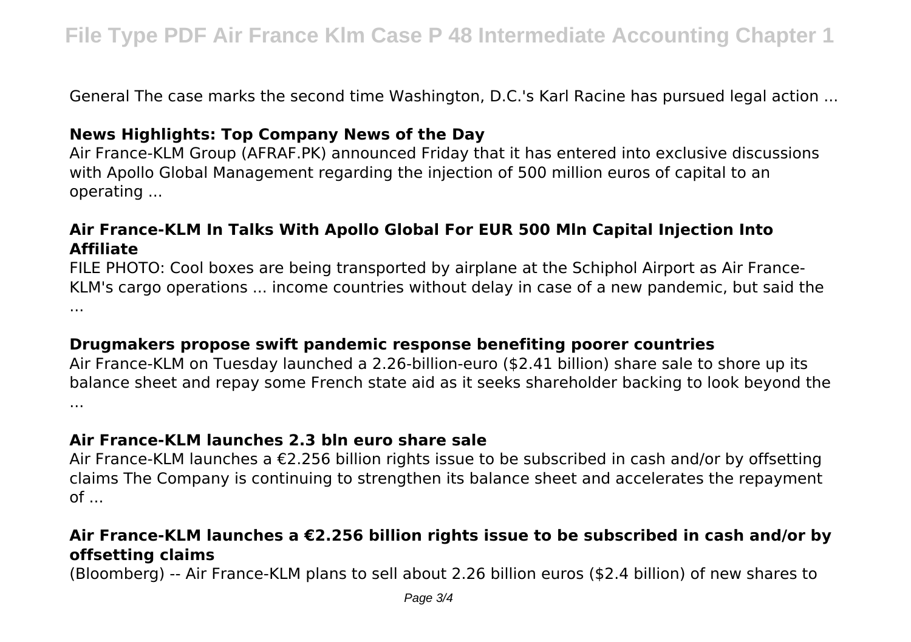General The case marks the second time Washington, D.C.'s Karl Racine has pursued legal action ...

**News Highlights: Top Company News of the Day**

Air France-KLM Group (AFRAF.PK) announced Friday that it has entered into exclusive discussions with Apollo Global Management regarding the injection of 500 million euros of capital to an operating ...

**Air France-KLM In Talks With Apollo Global For EUR 500 Mln Capital Injection Into Affiliate**

FILE PHOTO: Cool boxes are being transported by airplane at the Schiphol Airport as Air France-KLM's cargo operations ... income countries without delay in case of a new pandemic, but said the ...

**Drugmakers propose swift pandemic response benefiting poorer countries**

Air France-KLM on Tuesday launched a 2.26-billion-euro ($2.41 billion) share sale to shore up its balance sheet and repay some French state aid as it seeks shareholder backing to look beyond the ...

**Air France-KLM launches 2.3 bln euro share sale**

Air France-KLM launches a €2.256 billion rights issue to be subscribed in cash and/or by offsetting claims The Company is continuing to strengthen its balance sheet and accelerates the repayment of ...

**Air France-KLM launches a €2.256 billion rights issue to be subscribed in cash and/or by offsetting claims**

(Bloomberg) -- Air France-KLM plans to sell about 2.26 billion euros ($2.4 billion) of new shares to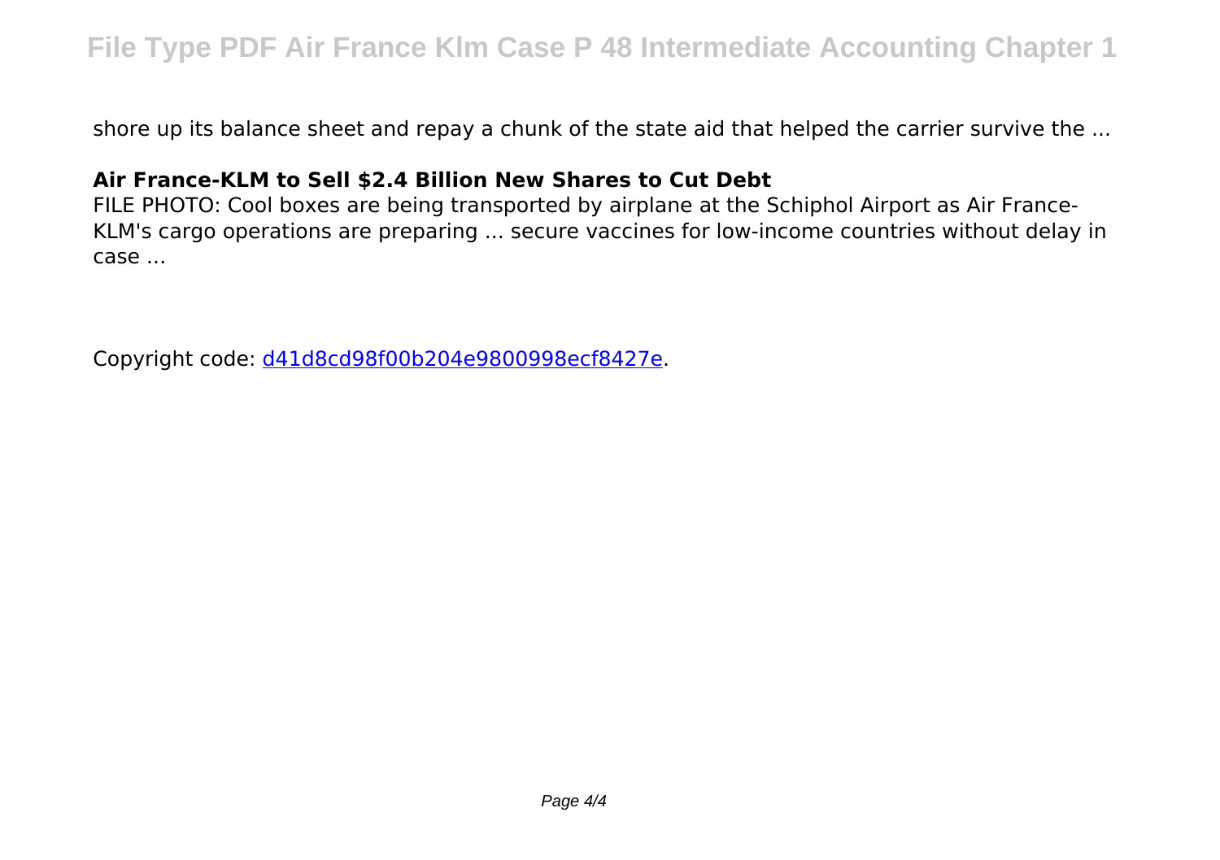shore up its balance sheet and repay a chunk of the state aid that helped the carrier survive the ...

**Air France-KLM to Sell $2.4 Billion New Shares to Cut Debt**

FILE PHOTO: Cool boxes are being transported by airplane at the Schiphol Airport as Air France-KLM's cargo operations are preparing ... secure vaccines for low-income countries without delay in case ...

Copyright code: d41d8cd98f00b204e9800998ecf8427e.